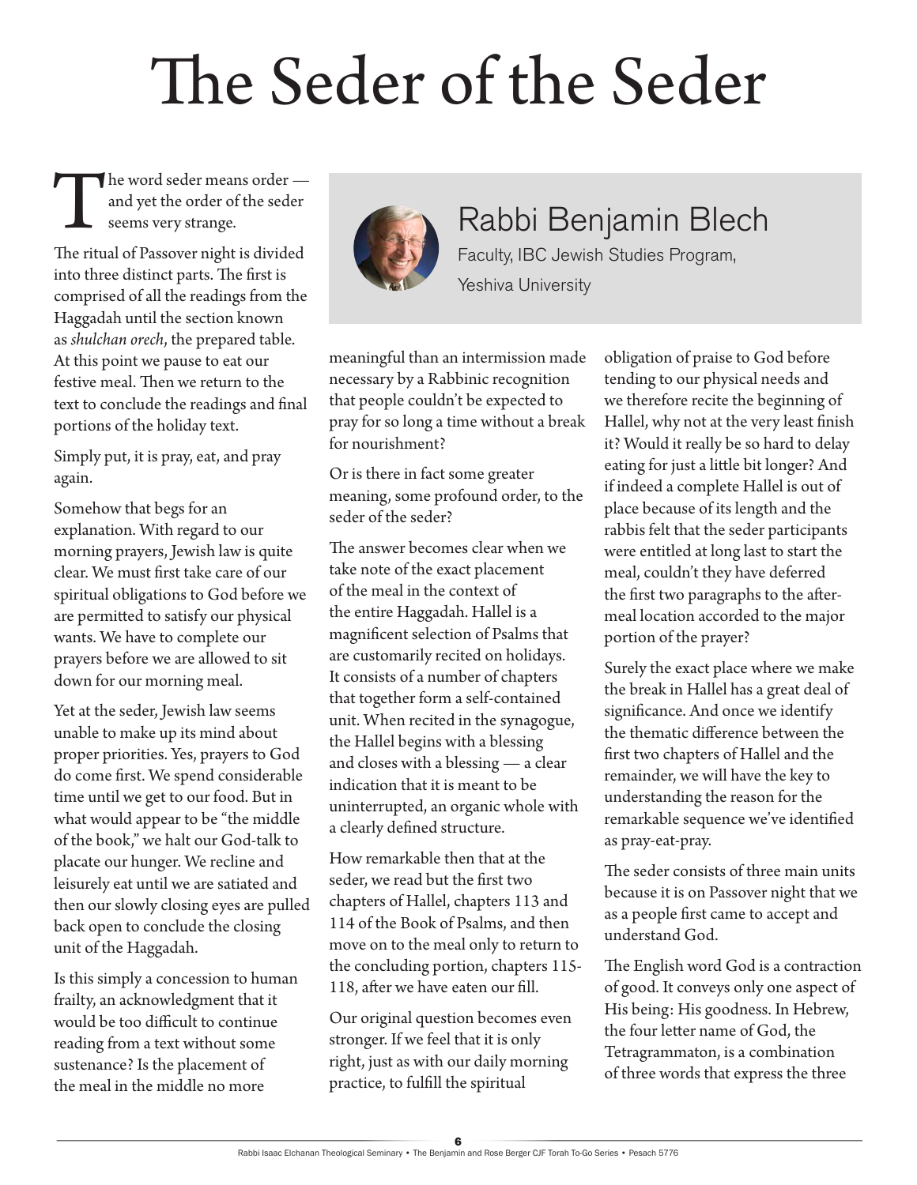# The Seder of the Seder

## Rabbi Benjamin Blech

Faculty, IBC Jewish Studies Program, Yeshiva University

The word seder means order — and yet the order of the seder seems very strange.

The ritual of Passover night is divided into three distinct parts. The first is comprised of all the readings from the Haggadah until the section known as *shulchan orech*, the prepared table. At this point we pause to eat our festive meal. Then we return to the text to conclude the readings and final portions of the holiday text.

Simply put, it is pray, eat, and pray again.

Somehow that begs for an explanation. With regard to our morning prayers, Jewish law is quite clear. We must first take care of our spiritual obligations to God before we are permitted to satisfy our physical wants. We have to complete our prayers before we are allowed to sit down for our morning meal.

Yet at the seder, Jewish law seems unable to make up its mind about proper priorities. Yes, prayers to God do come first. We spend considerable time until we get to our food. But in what would appear to be "the middle of the book," we halt our God-talk to placate our hunger. We recline and leisurely eat until we are satiated and then our slowly closing eyes are pulled back open to conclude the closing unit of the Haggadah.

Is this simply a concession to human frailty, an acknowledgment that it would be too difficult to continue reading from a text without some sustenance? Is the placement of the meal in the middle no more meaningful than an intermission made necessary by a Rabbinic recognition that people couldn't be expected to pray for so long a time without a break for nourishment?

Or is there in fact some greater meaning, some profound order, to the seder of the seder?

The answer becomes clear when we take note of the exact placement of the meal in the context of the entire Haggadah. Hallel is a magnificent selection of Psalms that are customarily recited on holidays. It consists of a number of chapters that together form a self-contained unit. When recited in the synagogue, the Hallel begins with a blessing and closes with a blessing — a clear indication that it is meant to be uninterrupted, an organic whole with a clearly defined structure.

How remarkable then that at the seder, we read but the first two chapters of Hallel, chapters 113 and 114 of the Book of Psalms, and then move on to the meal only to return to the concluding portion, chapters 115-118, after we have eaten our fill.

Our original question becomes even stronger. If we feel that it is only right, just as with our daily morning practice, to fulfill the spiritual obligation of praise to God before tending to our physical needs and we therefore recite the beginning of Hallel, why not at the very least finish it? Would it really be so hard to delay eating for just a little bit longer? And if indeed a complete Hallel is out of place because of its length and the rabbis felt that the seder participants were entitled at long last to start the meal, couldn't they have deferred the first two paragraphs to the after-meal location accorded to the major portion of the prayer?

Surely the exact place where we make the break in Hallel has a great deal of significance. And once we identify the thematic difference between the first two chapters of Hallel and the remainder, we will have the key to understanding the reason for the remarkable sequence we've identified as pray-eat-pray.

The seder consists of three main units because it is on Passover night that we as a people first came to accept and understand God.

The English word God is a contraction of good. It conveys only one aspect of His being: His goodness. In Hebrew, the four letter name of God, the Tetragrammaton, is a combination of three words that express the three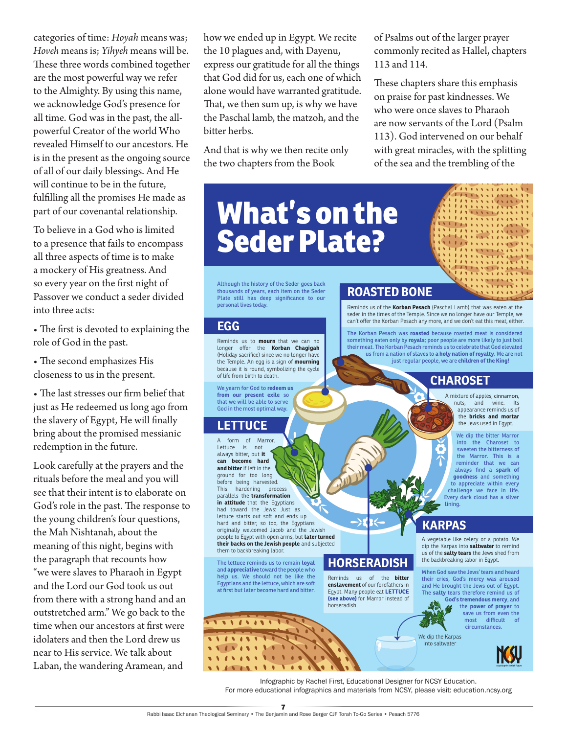categories of time: *Hoyah* means was; *Hoveh* means is; *Yihyeh* means will be. These three words combined together are the most powerful way we refer to the Almighty. By using this name, we acknowledge God's presence for all time. God was in the past, the all-powerful Creator of the world Who revealed Himself to our ancestors. He is in the present as the ongoing source of all of our daily blessings. And He will continue to be in the future, fulfilling all the promises He made as part of our covenantal relationship.

To believe in a God who is limited to a presence that fails to encompass all three aspects of time is to make a mockery of His greatness. And so every year on the first night of Passover we conduct a seder divided into three acts:

- The first is devoted to explaining the role of God in the past.
- The second emphasizes His closeness to us in the present.
- The last stresses our firm belief that just as He redeemed us long ago from the slavery of Egypt, He will finally bring about the promised messianic redemption in the future.

Look carefully at the prayers and the rituals before the meal and you will see that their intent is to elaborate on God's role in the past. The response to the young children's four questions, the Mah Nishtanah, about the meaning of this night, begins with the paragraph that recounts how "we were slaves to Pharaoh in Egypt and the Lord our God took us out from there with a strong hand and an outstretched arm." We go back to the time when our ancestors at first were idolaters and then the Lord drew us near to His service. We talk about Laban, the wandering Aramean, and how we ended up in Egypt. We recite the 10 plagues and, with Dayenu, express our gratitude for all the things that God did for us, each one of which alone would have warranted gratitude. That, we then sum up, is why we have the Paschal lamb, the matzoh, and the bitter herbs.

And that is why we then recite only the two chapters from the Book of Psalms out of the larger prayer commonly recited as Hallel, chapters 113 and 114.

These chapters share this emphasis on praise for past kindnesses. We who were once slaves to Pharaoh are now servants of the Lord (Psalm 113). God intervened on our behalf with great miracles, with the splitting of the sea and the trembling of the

# What's on the Seder Plate?

Although the history of the Seder goes back thousands of years, each item on the Seder Plate still has deep significance to our personal lives today.

## ROASTED BONE

Reminds us of the **Korban Pesach** (Paschal Lamb) that was eaten at the seder in the times of the Temple. Since we no longer have our Temple, we can't offer the Korban Pesach any more, and we don't eat this meat, either.

The Korban Pesach was **roasted** because roasted meat is considered something eaten only by **royals**; poor people are more likely to just boil their meat. The Korban Pesach reminds us to celebrate that God elevated us from a nation of slaves to **a holy nation of royalty**. We are not just regular people, we are **children of the King!**

## EGG

Reminds us to **mourn** that we can no longer offer the **Korban Chagigah** (Holiday sacrifice) since we no longer have the Temple. An egg is a sign of **mourning** because it is round, symbolizing the cycle of life from birth to death.

We yearn for God to **redeem us from our present exile** so that we will be able to serve God in the most optimal way.

## CHAROSET

A mixture of apples, cinnamon, nuts, and wine. Its appearance reminds us of the **bricks and mortar** the Jews used in Egypt.

We dip the bitter Marror into the Charoset to sweeten the bitterness of the Marror. This is a reminder that we can always find a **spark of goodness** and something to appreciate within every challenge we face in life. Every dark cloud has a silver lining.

## LETTUCE

A form of Marror. Lettuce is not always bitter, but **it can become hard and bitter** if left in the ground for too long before being harvested. This hardening process parallels the **transformation in attitude** that the Egyptians had toward the Jews: Just as lettuce starts out soft and ends up hard and bitter, so too, the Egyptians originally welcomed Jacob and the Jewish people to Egypt with open arms, but **later turned their backs on the Jewish people** and subjected them to backbreaking labor.

The lettuce reminds us to remain **loyal** and **appreciative** toward the people who help us. We should not be like the Egyptians and the lettuce, which are soft at first but later become hard and bitter.

## KARPAS

A vegetable like celery or a potato. We dip the Karpas into **saltwater** to remind us of the **salty tears** the Jews shed from the backbreaking labor in Egypt.

When God saw the Jews' tears and heard their cries, God's mercy was aroused and He brought the Jews out of Egypt. The **salty** tears therefore remind us of **God's tremendous mercy**, and the **power of prayer** to save us from even the most difficult of circumstances.

We dip the Karpas into saltwater

## HORSERADISH

Reminds us of the **bitter enslavement** of our forefathers in Egypt. Many people eat **LETTUCE (see above)** for Marror instead of horseradish.

Infographic by Rachel First, Educational Designer for NCSY Education.
For more educational infographics and materials from NCSY, please visit: education.ncsy.org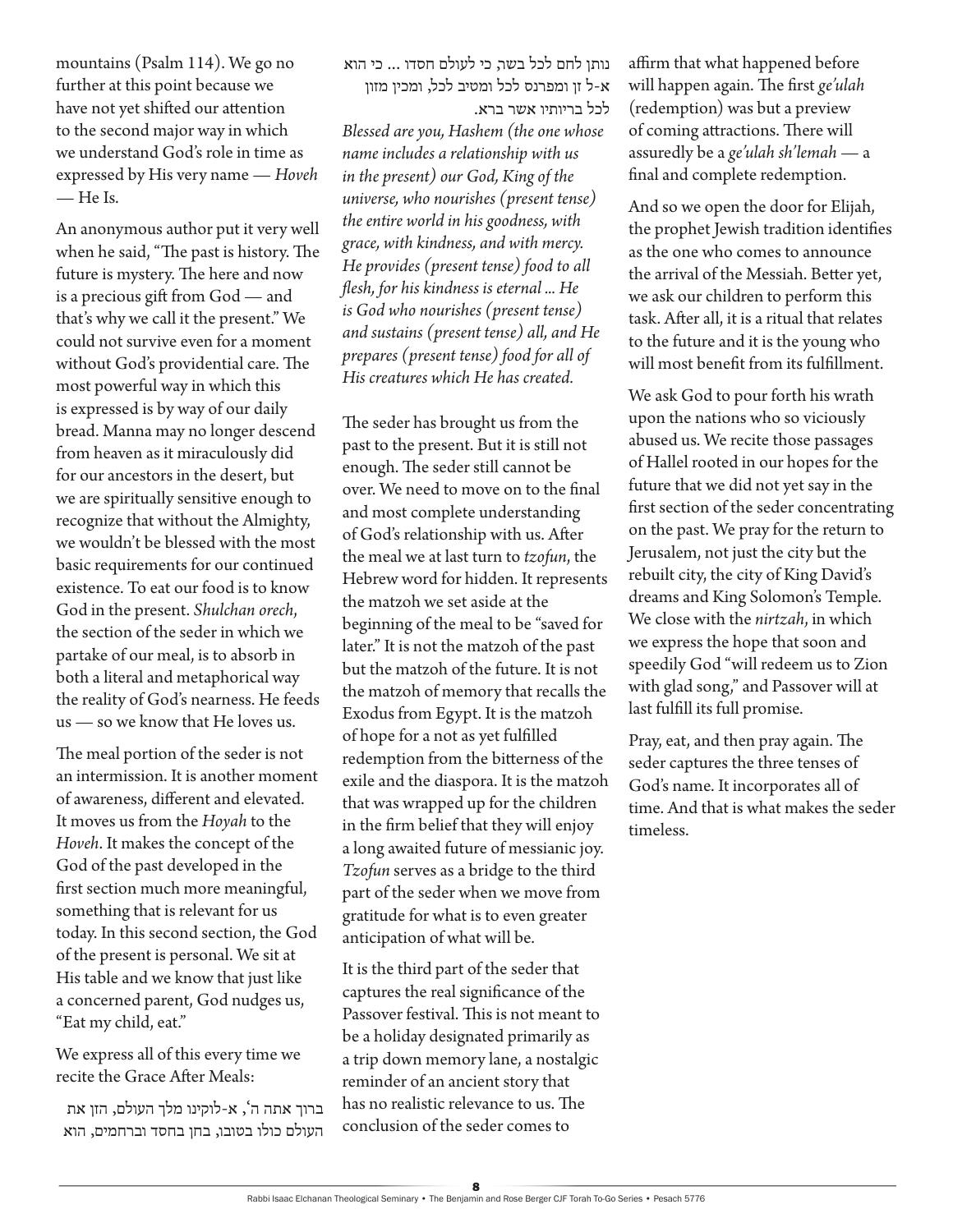mountains (Psalm 114). We go no further at this point because we have not yet shifted our attention to the second major way in which we understand God's role in time as expressed by His very name — *Hoveh* — He Is.

An anonymous author put it very well when he said, "The past is history. The future is mystery. The here and now is a precious gift from God — and that's why we call it the present." We could not survive even for a moment without God's providential care. The most powerful way in which this is expressed is by way of our daily bread. Manna may no longer descend from heaven as it miraculously did for our ancestors in the desert, but we are spiritually sensitive enough to recognize that without the Almighty, we wouldn't be blessed with the most basic requirements for our continued existence. To eat our food is to know God in the present. *Shulchan orech*, the section of the seder in which we partake of our meal, is to absorb in both a literal and metaphorical way the reality of God's nearness. He feeds us — so we know that He loves us.

The meal portion of the seder is not an intermission. It is another moment of awareness, different and elevated. It moves us from the *Hoyah* to the *Hoveh*. It makes the concept of the God of the past developed in the first section much more meaningful, something that is relevant for us today. In this second section, the God of the present is personal. We sit at His table and we know that just like a concerned parent, God nudges us, "Eat my child, eat."

We express all of this every time we recite the Grace After Meals:

ברוך אתה ה', א-לוקינו מלך העולם, הזן את העולם כולו בטובו, בחן בחסד וברחמים, הוא נותן לחם לכל בשר, כי לעולם חסדו ... כי הוא א-ל זן ומפרנס לכל ומטיב לכל, ומכין מזון לכל בריותיו אשר ברא.

*Blessed are you, Hashem (the one whose name includes a relationship with us in the present) our God, King of the universe, who nourishes (present tense) the entire world in his goodness, with grace, with kindness, and with mercy. He provides (present tense) food to all flesh, for his kindness is eternal ... He is God who nourishes (present tense) and sustains (present tense) all, and He prepares (present tense) food for all of His creatures which He has created.*

The seder has brought us from the past to the present. But it is still not enough. The seder still cannot be over. We need to move on to the final and most complete understanding of God's relationship with us. After the meal we at last turn to *tzofun*, the Hebrew word for hidden. It represents the matzoh we set aside at the beginning of the meal to be "saved for later." It is not the matzoh of the past but the matzoh of the future. It is not the matzoh of memory that recalls the Exodus from Egypt. It is the matzoh of hope for a not as yet fulfilled redemption from the bitterness of the exile and the diaspora. It is the matzoh that was wrapped up for the children in the firm belief that they will enjoy a long awaited future of messianic joy. *Tzofun* serves as a bridge to the third part of the seder when we move from gratitude for what is to even greater anticipation of what will be.

It is the third part of the seder that captures the real significance of the Passover festival. This is not meant to be a holiday designated primarily as a trip down memory lane, a nostalgic reminder of an ancient story that has no realistic relevance to us. The conclusion of the seder comes to affirm that what happened before will happen again. The first *ge'ulah* (redemption) was but a preview of coming attractions. There will assuredly be a *ge'ulah sh'lemah* — a final and complete redemption.

And so we open the door for Elijah, the prophet Jewish tradition identifies as the one who comes to announce the arrival of the Messiah. Better yet, we ask our children to perform this task. After all, it is a ritual that relates to the future and it is the young who will most benefit from its fulfillment.

We ask God to pour forth his wrath upon the nations who so viciously abused us. We recite those passages of Hallel rooted in our hopes for the future that we did not yet say in the first section of the seder concentrating on the past. We pray for the return to Jerusalem, not just the city but the rebuilt city, the city of King David's dreams and King Solomon's Temple. We close with the *nirtzah*, in which we express the hope that soon and speedily God "will redeem us to Zion with glad song," and Passover will at last fulfill its full promise.

Pray, eat, and then pray again. The seder captures the three tenses of God's name. It incorporates all of time. And that is what makes the seder timeless.